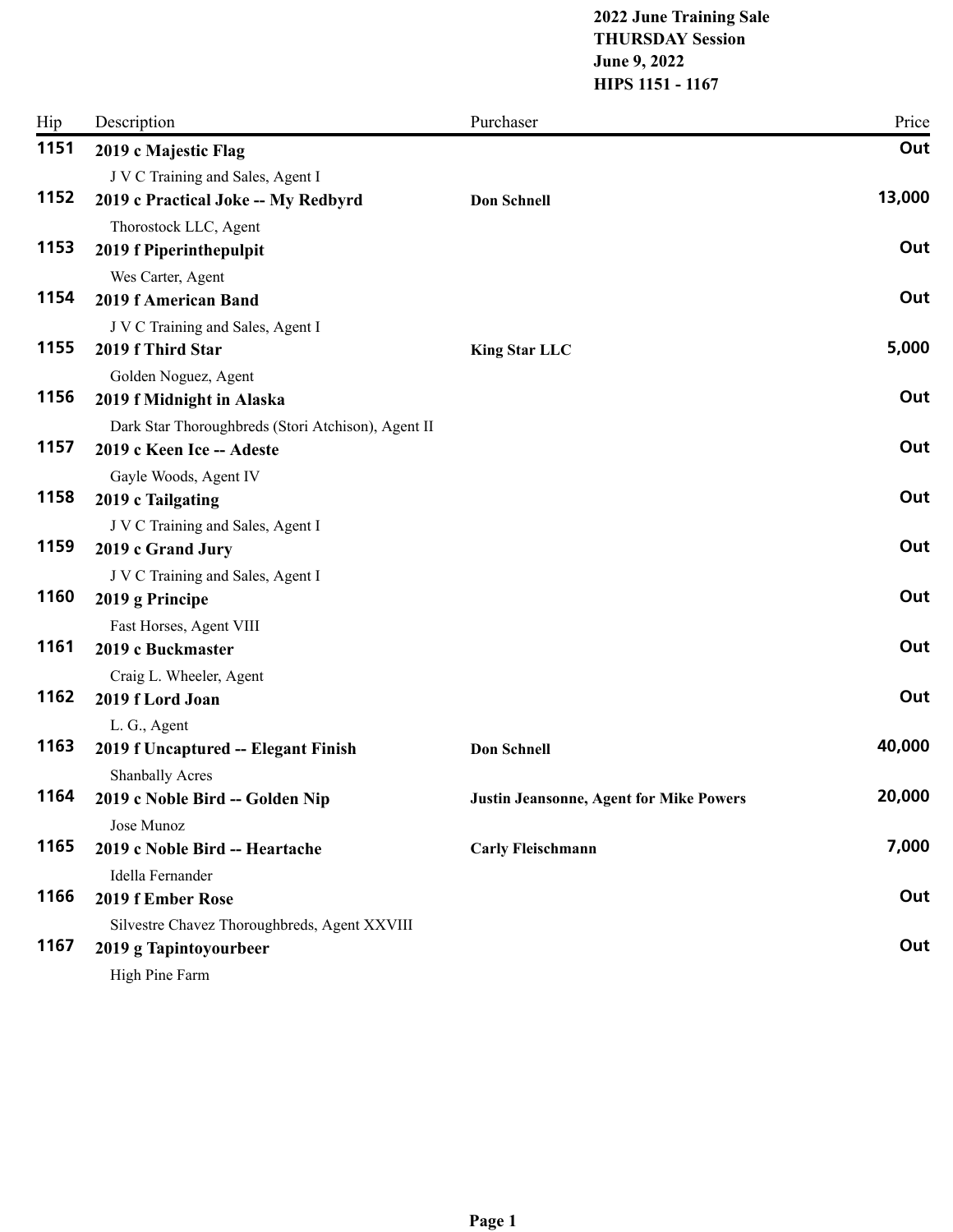**2022 June Training Sale**
**THURSDAY Session**
**June 9, 2022**
**HIPS 1151 - 1167**

| Hip | Description | Purchaser | Price |
|---|---|---|---|
| **1151** | **2019 c Majestic Flag**<br>J V C Training and Sales, Agent I | | **Out** |
| **1152** | **2019 c Practical Joke -- My Redbyrd**<br>Thorostock LLC, Agent | **Don Schnell** | **13,000** |
| **1153** | **2019 f Piperinthepulpit**<br>Wes Carter, Agent | | **Out** |
| **1154** | **2019 f American Band**<br>J V C Training and Sales, Agent I | | **Out** |
| **1155** | **2019 f Third Star**<br>Golden Noguez, Agent | **King Star LLC** | **5,000** |
| **1156** | **2019 f Midnight in Alaska**<br>Dark Star Thoroughbreds (Stori Atchison), Agent II | | **Out** |
| **1157** | **2019 c Keen Ice -- Adeste**<br>Gayle Woods, Agent IV | | **Out** |
| **1158** | **2019 c Tailgating**<br>J V C Training and Sales, Agent I | | **Out** |
| **1159** | **2019 c Grand Jury**<br>J V C Training and Sales, Agent I | | **Out** |
| **1160** | **2019 g Principe**<br>Fast Horses, Agent VIII | | **Out** |
| **1161** | **2019 c Buckmaster**<br>Craig L. Wheeler, Agent | | **Out** |
| **1162** | **2019 f Lord Joan**<br>L. G., Agent | | **Out** |
| **1163** | **2019 f Uncaptured -- Elegant Finish**<br>Shanbally Acres | **Don Schnell** | **40,000** |
| **1164** | **2019 c Noble Bird -- Golden Nip**<br>Jose Munoz | **Justin Jeansonne, Agent for Mike Powers** | **20,000** |
| **1165** | **2019 c Noble Bird -- Heartache**<br>Idella Fernander | **Carly Fleischmann** | **7,000** |
| **1166** | **2019 f Ember Rose**<br>Silvestre Chavez Thoroughbreds, Agent XXVIII | | **Out** |
| **1167** | **2019 g Tapintoyourbeer**<br>High Pine Farm | | **Out** |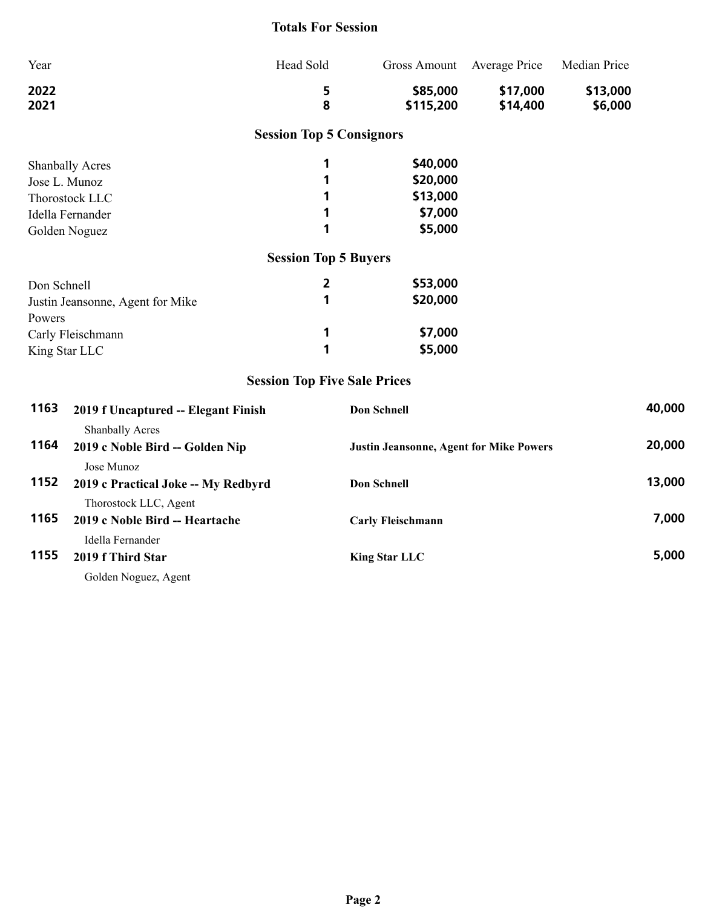## Totals For Session

| Year | Head Sold | Gross Amount | Average Price | Median Price |
|---|---|---|---|---|
| **2022** | **5** | **$85,000** | **$17,000** | **$13,000** |
| **2021** | **8** | **$115,200** | **$14,400** | **$6,000** |

## Session Top 5 Consignors

| | | |
|---|---|---|
| Shanbally Acres | 1 | $40,000 |
| Jose L. Munoz | 1 | $20,000 |
| Thorostock LLC | 1 | $13,000 |
| Idella Fernander | 1 | $7,000 |
| Golden Noguez | 1 | $5,000 |

## Session Top 5 Buyers

| | | |
|---|---|---|
| Don Schnell | 2 | $53,000 |
| Justin Jeansonne, Agent for Mike Powers | 1 | $20,000 |
| Carly Fleischmann | 1 | $7,000 |
| King Star LLC | 1 | $5,000 |

## Session Top Five Sale Prices

| Hip | Horse / Consignor | Buyer | Price |
|---|---|---|---|
| 1163 | **2019 f Uncaptured -- Elegant Finish**<br>Shanbally Acres | **Don Schnell** | 40,000 |
| 1164 | **2019 c Noble Bird -- Golden Nip**<br>Jose Munoz | **Justin Jeansonne, Agent for Mike Powers** | 20,000 |
| 1152 | **2019 c Practical Joke -- My Redbyrd**<br>Thorostock LLC, Agent | **Don Schnell** | 13,000 |
| 1165 | **2019 c Noble Bird -- Heartache**<br>Idella Fernander | **Carly Fleischmann** | 7,000 |
| 1155 | **2019 f Third Star**<br>Golden Noguez, Agent | **King Star LLC** | 5,000 |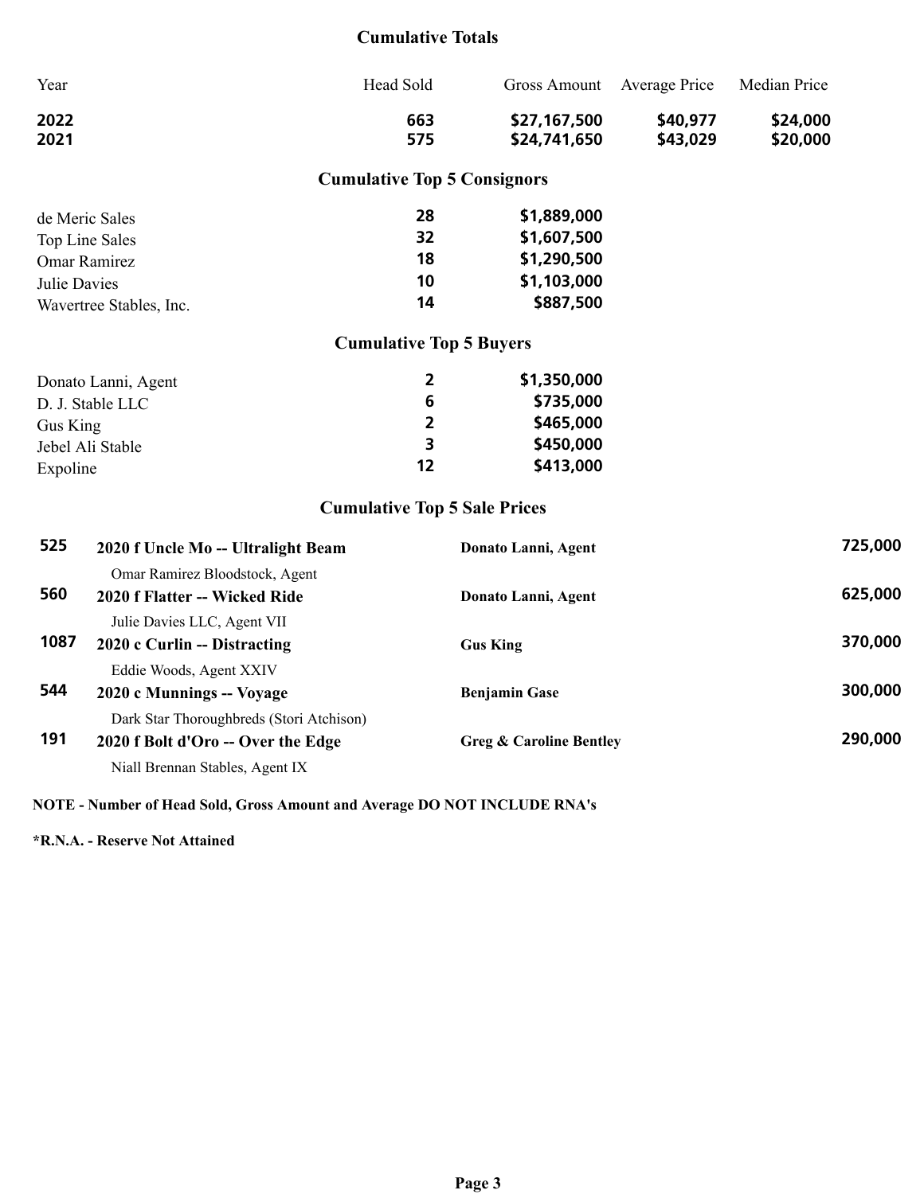## Cumulative Totals

| Year | Head Sold | Gross Amount | Average Price | Median Price |
|---|---|---|---|---|
| **2022** | **663** | **$27,167,500** | **$40,977** | **$24,000** |
| **2021** | **575** | **$24,741,650** | **$43,029** | **$20,000** |

## Cumulative Top 5 Consignors

| | | |
|---|---|---|
| de Meric Sales | **28** | **$1,889,000** |
| Top Line Sales | **32** | **$1,607,500** |
| Omar Ramirez | **18** | **$1,290,500** |
| Julie Davies | **10** | **$1,103,000** |
| Wavertree Stables, Inc. | **14** | **$887,500** |

## Cumulative Top 5 Buyers

| | | |
|---|---|---|
| Donato Lanni, Agent | **2** | **$1,350,000** |
| D. J. Stable LLC | **6** | **$735,000** |
| Gus King | **2** | **$465,000** |
| Jebel Ali Stable | **3** | **$450,000** |
| Expoline | **12** | **$413,000** |

## Cumulative Top 5 Sale Prices

| | | | |
|---|---|---|---|
| **525** | **2020 f Uncle Mo -- Ultralight Beam**<br>Omar Ramirez Bloodstock, Agent | **Donato Lanni, Agent** | **725,000** |
| **560** | **2020 f Flatter -- Wicked Ride**<br>Julie Davies LLC, Agent VII | **Donato Lanni, Agent** | **625,000** |
| **1087** | **2020 c Curlin -- Distracting**<br>Eddie Woods, Agent XXIV | **Gus King** | **370,000** |
| **544** | **2020 c Munnings -- Voyage**<br>Dark Star Thoroughbreds (Stori Atchison) | **Benjamin Gase** | **300,000** |
| **191** | **2020 f Bolt d'Oro -- Over the Edge**<br>Niall Brennan Stables, Agent IX | **Greg & Caroline Bentley** | **290,000** |

**NOTE - Number of Head Sold, Gross Amount and Average DO NOT INCLUDE RNA's**

**\*R.N.A. - Reserve Not Attained**